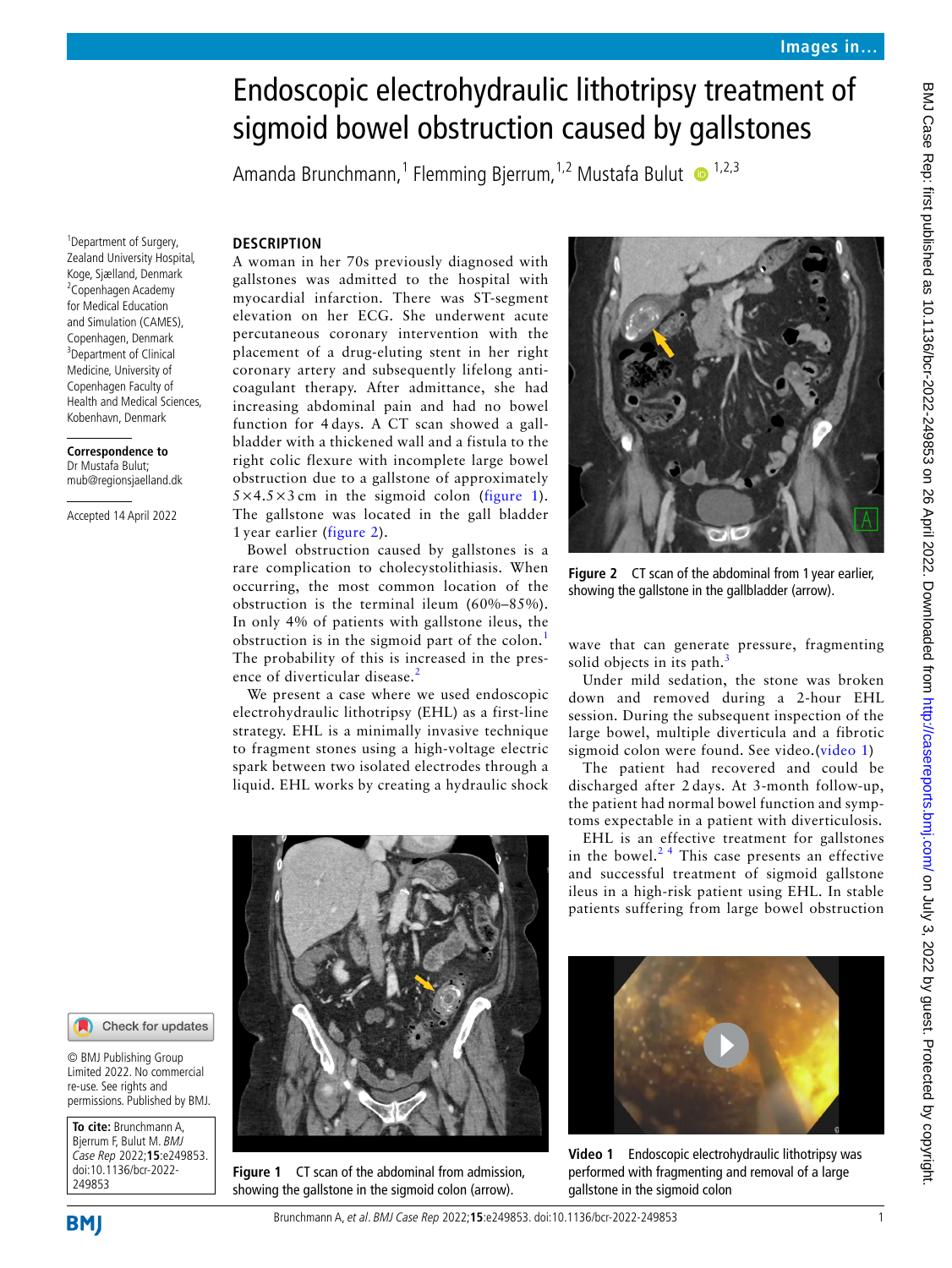# Endoscopic electrohydraulic lithotripsy treatment of sigmoid bowel obstruction caused by gallstones

Amanda Brunchmann,[1] Flemming Bjerrum,[1,2] Mustafa Bulut [1,2,3]

[1]Department of Surgery, Zealand University Hospital, Koge, Sjælland, Denmark
[2]Copenhagen Academy for Medical Education and Simulation (CAMES), Copenhagen, Denmark
[3]Department of Clinical Medicine, University of Copenhagen Faculty of Health and Medical Sciences, Kobenhavn, Denmark

**Correspondence to**
Dr Mustafa Bulut;
mub@regionsjaelland.dk

Accepted 14 April 2022

© BMJ Publishing Group Limited 2022. No commercial re-use. See rights and permissions. Published by BMJ.

**To cite:** Brunchmann A, Bjerrum F, Bulut M. *BMJ Case Rep* 2022;**15**:e249853. doi:10.1136/bcr-2022-249853

## DESCRIPTION

A woman in her 70s previously diagnosed with gallstones was admitted to the hospital with myocardial infarction. There was ST-segment elevation on her ECG. She underwent acute percutaneous coronary intervention with the placement of a drug-eluting stent in her right coronary artery and subsequently lifelong anticoagulant therapy. After admittance, she had increasing abdominal pain and had no bowel function for 4 days. A CT scan showed a gallbladder with a thickened wall and a fistula to the right colic flexure with incomplete large bowel obstruction due to a gallstone of approximately 5×4.5×3 cm in the sigmoid colon (figure 1). The gallstone was located in the gall bladder 1 year earlier (figure 2).

Bowel obstruction caused by gallstones is a rare complication to cholecystolithiasis. When occurring, the most common location of the obstruction is the terminal ileum (60%–85%). In only 4% of patients with gallstone ileus, the obstruction is in the sigmoid part of the colon.[1] The probability of this is increased in the presence of diverticular disease.[2]

We present a case where we used endoscopic electrohydraulic lithotripsy (EHL) as a first-line strategy. EHL is a minimally invasive technique to fragment stones using a high-voltage electric spark between two isolated electrodes through a liquid. EHL works by creating a hydraulic shock wave that can generate pressure, fragmenting solid objects in its path.[3]

Under mild sedation, the stone was broken down and removed during a 2-hour EHL session. During the subsequent inspection of the large bowel, multiple diverticula and a fibrotic sigmoid colon were found. See video.(video 1)

The patient had recovered and could be discharged after 2 days. At 3-month follow-up, the patient had normal bowel function and symptoms expectable in a patient with diverticulosis.

EHL is an effective treatment for gallstones in the bowel.[2 4] This case presents an effective and successful treatment of sigmoid gallstone ileus in a high-risk patient using EHL. In stable patients suffering from large bowel obstruction

Figure 1 CT scan of the abdominal from admission, showing the gallstone in the sigmoid colon (arrow).

Figure 2 CT scan of the abdominal from 1 year earlier, showing the gallstone in the gallbladder (arrow).

Video 1 Endoscopic electrohydraulic lithotripsy was performed with fragmenting and removal of a large gallstone in the sigmoid colon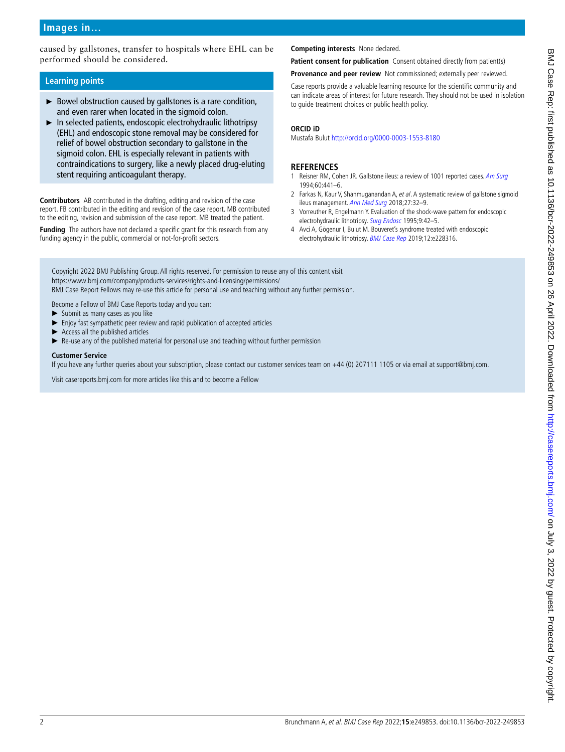caused by gallstones, transfer to hospitals where EHL can be performed should be considered.

## Learning points

- Bowel obstruction caused by gallstones is a rare condition, and even rarer when located in the sigmoid colon.
- In selected patients, endoscopic electrohydraulic lithotripsy (EHL) and endoscopic stone removal may be considered for relief of bowel obstruction secondary to gallstone in the sigmoid colon. EHL is especially relevant in patients with contraindications to surgery, like a newly placed drug-eluting stent requiring anticoagulant therapy.

**Contributors** AB contributed in the drafting, editing and revision of the case report. FB contributed in the editing and revision of the case report. MB contributed to the editing, revision and submission of the case report. MB treated the patient.

**Funding** The authors have not declared a specific grant for this research from any funding agency in the public, commercial or not-for-profit sectors.

**Competing interests** None declared.

**Patient consent for publication** Consent obtained directly from patient(s)

**Provenance and peer review** Not commissioned; externally peer reviewed.

Case reports provide a valuable learning resource for the scientific community and can indicate areas of interest for future research. They should not be used in isolation to guide treatment choices or public health policy.

**ORCID iD**

Mustafa Bulut http://orcid.org/0000-0003-1553-8180

## REFERENCES

1. Reisner RM, Cohen JR. Gallstone ileus: a review of 1001 reported cases. *Am Surg* 1994;60:441–6.
2. Farkas N, Kaur V, Shanmuganandan A, *et al*. A systematic review of gallstone sigmoid ileus management. *Ann Med Surg* 2018;27:32–9.
3. Vorreuther R, Engelmann Y. Evaluation of the shock-wave pattern for endoscopic electrohydraulic lithotripsy. *Surg Endosc* 1995;9:42–5.
4. Avci A, Gögenur I, Bulut M. Bouveret's syndrome treated with endoscopic electrohydraulic lithotripsy. *BMJ Case Rep* 2019;12:e228316.

Copyright 2022 BMJ Publishing Group. All rights reserved. For permission to reuse any of this content visit https://www.bmj.com/company/products-services/rights-and-licensing/permissions/
BMJ Case Report Fellows may re-use this article for personal use and teaching without any further permission.

Become a Fellow of BMJ Case Reports today and you can:

- Submit as many cases as you like
- Enjoy fast sympathetic peer review and rapid publication of accepted articles
- Access all the published articles
- Re-use any of the published material for personal use and teaching without further permission

**Customer Service**

If you have any further queries about your subscription, please contact our customer services team on +44 (0) 207111 1105 or via email at support@bmj.com.

Visit casereports.bmj.com for more articles like this and to become a Fellow